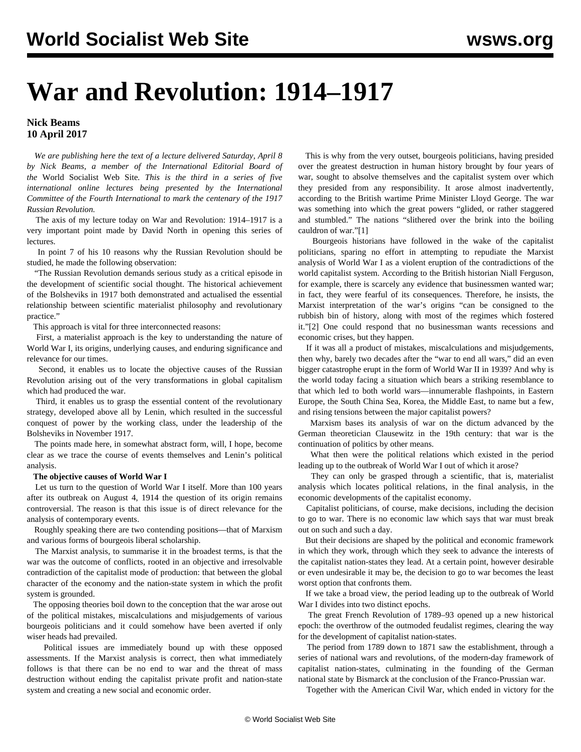# War and Revolution: 1914–1917

**Nick Beams**
**10 April 2017**

*We are publishing here the text of a lecture delivered Saturday, April 8 by Nick Beams, a member of the International Editorial Board of the* World Socialist Web Site*. This is the third in a series of five international online lectures being presented by the International Committee of the Fourth International to mark the centenary of the 1917 Russian Revolution.*

The axis of my lecture today on War and Revolution: 1914–1917 is a very important point made by David North in opening this series of lectures.

In point 7 of his 10 reasons why the Russian Revolution should be studied, he made the following observation:

"The Russian Revolution demands serious study as a critical episode in the development of scientific social thought. The historical achievement of the Bolsheviks in 1917 both demonstrated and actualised the essential relationship between scientific materialist philosophy and revolutionary practice."

This approach is vital for three interconnected reasons:

First, a materialist approach is the key to understanding the nature of World War I, its origins, underlying causes, and enduring significance and relevance for our times.

Second, it enables us to locate the objective causes of the Russian Revolution arising out of the very transformations in global capitalism which had produced the war.

Third, it enables us to grasp the essential content of the revolutionary strategy, developed above all by Lenin, which resulted in the successful conquest of power by the working class, under the leadership of the Bolsheviks in November 1917.

The points made here, in somewhat abstract form, will, I hope, become clear as we trace the course of events themselves and Lenin's political analysis.

**The objective causes of World War I**

Let us turn to the question of World War I itself. More than 100 years after its outbreak on August 4, 1914 the question of its origin remains controversial. The reason is that this issue is of direct relevance for the analysis of contemporary events.

Roughly speaking there are two contending positions—that of Marxism and various forms of bourgeois liberal scholarship.

The Marxist analysis, to summarise it in the broadest terms, is that the war was the outcome of conflicts, rooted in an objective and irresolvable contradiction of the capitalist mode of production: that between the global character of the economy and the nation-state system in which the profit system is grounded.

The opposing theories boil down to the conception that the war arose out of the political mistakes, miscalculations and misjudgements of various bourgeois politicians and it could somehow have been averted if only wiser heads had prevailed.

Political issues are immediately bound up with these opposed assessments. If the Marxist analysis is correct, then what immediately follows is that there can be no end to war and the threat of mass destruction without ending the capitalist private profit and nation-state system and creating a new social and economic order.

This is why from the very outset, bourgeois politicians, having presided over the greatest destruction in human history brought by four years of war, sought to absolve themselves and the capitalist system over which they presided from any responsibility. It arose almost inadvertently, according to the British wartime Prime Minister Lloyd George. The war was something into which the great powers "glided, or rather staggered and stumbled." The nations "slithered over the brink into the boiling cauldron of war."[1]

Bourgeois historians have followed in the wake of the capitalist politicians, sparing no effort in attempting to repudiate the Marxist analysis of World War I as a violent eruption of the contradictions of the world capitalist system. According to the British historian Niall Ferguson, for example, there is scarcely any evidence that businessmen wanted war; in fact, they were fearful of its consequences. Therefore, he insists, the Marxist interpretation of the war's origins "can be consigned to the rubbish bin of history, along with most of the regimes which fostered it."[2] One could respond that no businessman wants recessions and economic crises, but they happen.

If it was all a product of mistakes, miscalculations and misjudgements, then why, barely two decades after the "war to end all wars," did an even bigger catastrophe erupt in the form of World War II in 1939? And why is the world today facing a situation which bears a striking resemblance to that which led to both world wars—innumerable flashpoints, in Eastern Europe, the South China Sea, Korea, the Middle East, to name but a few, and rising tensions between the major capitalist powers?

Marxism bases its analysis of war on the dictum advanced by the German theoretician Clausewitz in the 19th century: that war is the continuation of politics by other means.

What then were the political relations which existed in the period leading up to the outbreak of World War I out of which it arose?

They can only be grasped through a scientific, that is, materialist analysis which locates political relations, in the final analysis, in the economic developments of the capitalist economy.

Capitalist politicians, of course, make decisions, including the decision to go to war. There is no economic law which says that war must break out on such and such a day.

But their decisions are shaped by the political and economic framework in which they work, through which they seek to advance the interests of the capitalist nation-states they lead. At a certain point, however desirable or even undesirable it may be, the decision to go to war becomes the least worst option that confronts them.

If we take a broad view, the period leading up to the outbreak of World War I divides into two distinct epochs.

The great French Revolution of 1789–93 opened up a new historical epoch: the overthrow of the outmoded feudalist regimes, clearing the way for the development of capitalist nation-states.

The period from 1789 down to 1871 saw the establishment, through a series of national wars and revolutions, of the modern-day framework of capitalist nation-states, culminating in the founding of the German national state by Bismarck at the conclusion of the Franco-Prussian war.

Together with the American Civil War, which ended in victory for the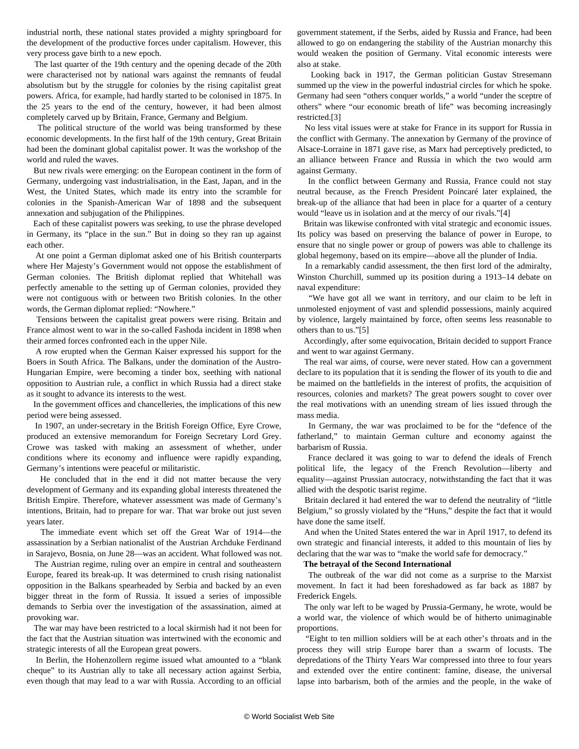industrial north, these national states provided a mighty springboard for the development of the productive forces under capitalism. However, this very process gave birth to a new epoch.

The last quarter of the 19th century and the opening decade of the 20th were characterised not by national wars against the remnants of feudal absolutism but by the struggle for colonies by the rising capitalist great powers. Africa, for example, had hardly started to be colonised in 1875. In the 25 years to the end of the century, however, it had been almost completely carved up by Britain, France, Germany and Belgium.

The political structure of the world was being transformed by these economic developments. In the first half of the 19th century, Great Britain had been the dominant global capitalist power. It was the workshop of the world and ruled the waves.

But new rivals were emerging: on the European continent in the form of Germany, undergoing vast industrialisation, in the East, Japan, and in the West, the United States, which made its entry into the scramble for colonies in the Spanish-American War of 1898 and the subsequent annexation and subjugation of the Philippines.

Each of these capitalist powers was seeking, to use the phrase developed in Germany, its "place in the sun." But in doing so they ran up against each other.

At one point a German diplomat asked one of his British counterparts where Her Majesty's Government would not oppose the establishment of German colonies. The British diplomat replied that Whitehall was perfectly amenable to the setting up of German colonies, provided they were not contiguous with or between two British colonies. In the other words, the German diplomat replied: "Nowhere."

Tensions between the capitalist great powers were rising. Britain and France almost went to war in the so-called Fashoda incident in 1898 when their armed forces confronted each in the upper Nile.

A row erupted when the German Kaiser expressed his support for the Boers in South Africa. The Balkans, under the domination of the Austro-Hungarian Empire, were becoming a tinder box, seething with national opposition to Austrian rule, a conflict in which Russia had a direct stake as it sought to advance its interests to the west.

In the government offices and chancelleries, the implications of this new period were being assessed.

In 1907, an under-secretary in the British Foreign Office, Eyre Crowe, produced an extensive memorandum for Foreign Secretary Lord Grey. Crowe was tasked with making an assessment of whether, under conditions where its economy and influence were rapidly expanding, Germany's intentions were peaceful or militaristic.

He concluded that in the end it did not matter because the very development of Germany and its expanding global interests threatened the British Empire. Therefore, whatever assessment was made of Germany's intentions, Britain, had to prepare for war. That war broke out just seven years later.

The immediate event which set off the Great War of 1914—the assassination by a Serbian nationalist of the Austrian Archduke Ferdinand in Sarajevo, Bosnia, on June 28—was an accident. What followed was not.

The Austrian regime, ruling over an empire in central and southeastern Europe, feared its break-up. It was determined to crush rising nationalist opposition in the Balkans spearheaded by Serbia and backed by an even bigger threat in the form of Russia. It issued a series of impossible demands to Serbia over the investigation of the assassination, aimed at provoking war.

The war may have been restricted to a local skirmish had it not been for the fact that the Austrian situation was intertwined with the economic and strategic interests of all the European great powers.

In Berlin, the Hohenzollern regime issued what amounted to a "blank cheque" to its Austrian ally to take all necessary action against Serbia, even though that may lead to a war with Russia. According to an official government statement, if the Serbs, aided by Russia and France, had been allowed to go on endangering the stability of the Austrian monarchy this would weaken the position of Germany. Vital economic interests were also at stake.

Looking back in 1917, the German politician Gustav Stresemann summed up the view in the powerful industrial circles for which he spoke. Germany had seen "others conquer worlds," a world "under the sceptre of others" where "our economic breath of life" was becoming increasingly restricted.[3]

No less vital issues were at stake for France in its support for Russia in the conflict with Germany. The annexation by Germany of the province of Alsace-Lorraine in 1871 gave rise, as Marx had perceptively predicted, to an alliance between France and Russia in which the two would arm against Germany.

In the conflict between Germany and Russia, France could not stay neutral because, as the French President Poincaré later explained, the break-up of the alliance that had been in place for a quarter of a century would "leave us in isolation and at the mercy of our rivals."[4]

Britain was likewise confronted with vital strategic and economic issues. Its policy was based on preserving the balance of power in Europe, to ensure that no single power or group of powers was able to challenge its global hegemony, based on its empire—above all the plunder of India.

In a remarkably candid assessment, the then first lord of the admiralty, Winston Churchill, summed up its position during a 1913–14 debate on naval expenditure:

"We have got all we want in territory, and our claim to be left in unmolested enjoyment of vast and splendid possessions, mainly acquired by violence, largely maintained by force, often seems less reasonable to others than to us."[5]

Accordingly, after some equivocation, Britain decided to support France and went to war against Germany.

The real war aims, of course, were never stated. How can a government declare to its population that it is sending the flower of its youth to die and be maimed on the battlefields in the interest of profits, the acquisition of resources, colonies and markets? The great powers sought to cover over the real motivations with an unending stream of lies issued through the mass media.

In Germany, the war was proclaimed to be for the "defence of the fatherland," to maintain German culture and economy against the barbarism of Russia.

France declared it was going to war to defend the ideals of French political life, the legacy of the French Revolution—liberty and equality—against Prussian autocracy, notwithstanding the fact that it was allied with the despotic tsarist regime.

Britain declared it had entered the war to defend the neutrality of "little Belgium," so grossly violated by the "Huns," despite the fact that it would have done the same itself.

And when the United States entered the war in April 1917, to defend its own strategic and financial interests, it added to this mountain of lies by declaring that the war was to "make the world safe for democracy."

**The betrayal of the Second International**

The outbreak of the war did not come as a surprise to the Marxist movement. In fact it had been foreshadowed as far back as 1887 by Frederick Engels.

The only war left to be waged by Prussia-Germany, he wrote, would be a world war, the violence of which would be of hitherto unimaginable proportions.

"Eight to ten million soldiers will be at each other's throats and in the process they will strip Europe barer than a swarm of locusts. The depredations of the Thirty Years War compressed into three to four years and extended over the entire continent: famine, disease, the universal lapse into barbarism, both of the armies and the people, in the wake of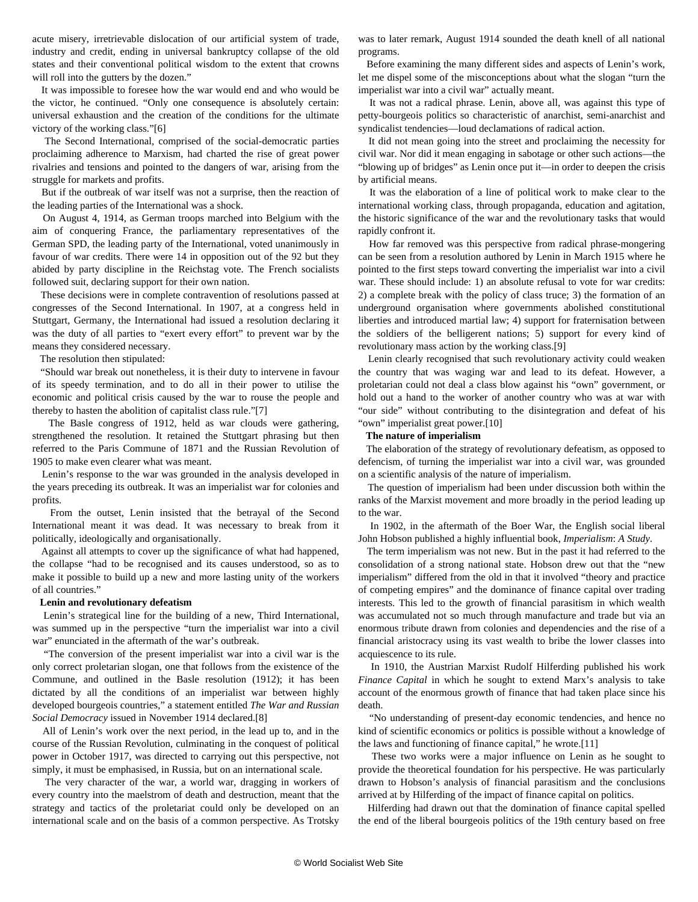acute misery, irretrievable dislocation of our artificial system of trade, industry and credit, ending in universal bankruptcy collapse of the old states and their conventional political wisdom to the extent that crowns will roll into the gutters by the dozen."

It was impossible to foresee how the war would end and who would be the victor, he continued. "Only one consequence is absolutely certain: universal exhaustion and the creation of the conditions for the ultimate victory of the working class."[6]

The Second International, comprised of the social-democratic parties proclaiming adherence to Marxism, had charted the rise of great power rivalries and tensions and pointed to the dangers of war, arising from the struggle for markets and profits.

But if the outbreak of war itself was not a surprise, then the reaction of the leading parties of the International was a shock.

On August 4, 1914, as German troops marched into Belgium with the aim of conquering France, the parliamentary representatives of the German SPD, the leading party of the International, voted unanimously in favour of war credits. There were 14 in opposition out of the 92 but they abided by party discipline in the Reichstag vote. The French socialists followed suit, declaring support for their own nation.

These decisions were in complete contravention of resolutions passed at congresses of the Second International. In 1907, at a congress held in Stuttgart, Germany, the International had issued a resolution declaring it was the duty of all parties to "exert every effort" to prevent war by the means they considered necessary.

The resolution then stipulated:

"Should war break out nonetheless, it is their duty to intervene in favour of its speedy termination, and to do all in their power to utilise the economic and political crisis caused by the war to rouse the people and thereby to hasten the abolition of capitalist class rule."[7]

The Basle congress of 1912, held as war clouds were gathering, strengthened the resolution. It retained the Stuttgart phrasing but then referred to the Paris Commune of 1871 and the Russian Revolution of 1905 to make even clearer what was meant.

Lenin's response to the war was grounded in the analysis developed in the years preceding its outbreak. It was an imperialist war for colonies and profits.

From the outset, Lenin insisted that the betrayal of the Second International meant it was dead. It was necessary to break from it politically, ideologically and organisationally.

Against all attempts to cover up the significance of what had happened, the collapse "had to be recognised and its causes understood, so as to make it possible to build up a new and more lasting unity of the workers of all countries."

**Lenin and revolutionary defeatism**

Lenin's strategical line for the building of a new, Third International, was summed up in the perspective "turn the imperialist war into a civil war" enunciated in the aftermath of the war's outbreak.

"The conversion of the present imperialist war into a civil war is the only correct proletarian slogan, one that follows from the existence of the Commune, and outlined in the Basle resolution (1912); it has been dictated by all the conditions of an imperialist war between highly developed bourgeois countries," a statement entitled *The War and Russian Social Democracy* issued in November 1914 declared.[8]

All of Lenin's work over the next period, in the lead up to, and in the course of the Russian Revolution, culminating in the conquest of political power in October 1917, was directed to carrying out this perspective, not simply, it must be emphasised, in Russia, but on an international scale.

The very character of the war, a world war, dragging in workers of every country into the maelstrom of death and destruction, meant that the strategy and tactics of the proletariat could only be developed on an international scale and on the basis of a common perspective. As Trotsky was to later remark, August 1914 sounded the death knell of all national programs.

Before examining the many different sides and aspects of Lenin's work, let me dispel some of the misconceptions about what the slogan "turn the imperialist war into a civil war" actually meant.

It was not a radical phrase. Lenin, above all, was against this type of petty-bourgeois politics so characteristic of anarchist, semi-anarchist and syndicalist tendencies—loud declamations of radical action.

It did not mean going into the street and proclaiming the necessity for civil war. Nor did it mean engaging in sabotage or other such actions—the "blowing up of bridges" as Lenin once put it—in order to deepen the crisis by artificial means.

It was the elaboration of a line of political work to make clear to the international working class, through propaganda, education and agitation, the historic significance of the war and the revolutionary tasks that would rapidly confront it.

How far removed was this perspective from radical phrase-mongering can be seen from a resolution authored by Lenin in March 1915 where he pointed to the first steps toward converting the imperialist war into a civil war. These should include: 1) an absolute refusal to vote for war credits: 2) a complete break with the policy of class truce; 3) the formation of an underground organisation where governments abolished constitutional liberties and introduced martial law; 4) support for fraternisation between the soldiers of the belligerent nations; 5) support for every kind of revolutionary mass action by the working class.[9]

Lenin clearly recognised that such revolutionary activity could weaken the country that was waging war and lead to its defeat. However, a proletarian could not deal a class blow against his "own" government, or hold out a hand to the worker of another country who was at war with "our side" without contributing to the disintegration and defeat of his "own" imperialist great power.[10]

**The nature of imperialism**

The elaboration of the strategy of revolutionary defeatism, as opposed to defencism, of turning the imperialist war into a civil war, was grounded on a scientific analysis of the nature of imperialism.

The question of imperialism had been under discussion both within the ranks of the Marxist movement and more broadly in the period leading up to the war.

In 1902, in the aftermath of the Boer War, the English social liberal John Hobson published a highly influential book, *Imperialism*: *A Study*.

The term imperialism was not new. But in the past it had referred to the consolidation of a strong national state. Hobson drew out that the "new imperialism" differed from the old in that it involved "theory and practice of competing empires" and the dominance of finance capital over trading interests. This led to the growth of financial parasitism in which wealth was accumulated not so much through manufacture and trade but via an enormous tribute drawn from colonies and dependencies and the rise of a financial aristocracy using its vast wealth to bribe the lower classes into acquiescence to its rule.

In 1910, the Austrian Marxist Rudolf Hilferding published his work *Finance Capital* in which he sought to extend Marx's analysis to take account of the enormous growth of finance that had taken place since his death.

"No understanding of present-day economic tendencies, and hence no kind of scientific economics or politics is possible without a knowledge of the laws and functioning of finance capital," he wrote.[11]

These two works were a major influence on Lenin as he sought to provide the theoretical foundation for his perspective. He was particularly drawn to Hobson's analysis of financial parasitism and the conclusions arrived at by Hilferding of the impact of finance capital on politics.

Hilferding had drawn out that the domination of finance capital spelled the end of the liberal bourgeois politics of the 19th century based on free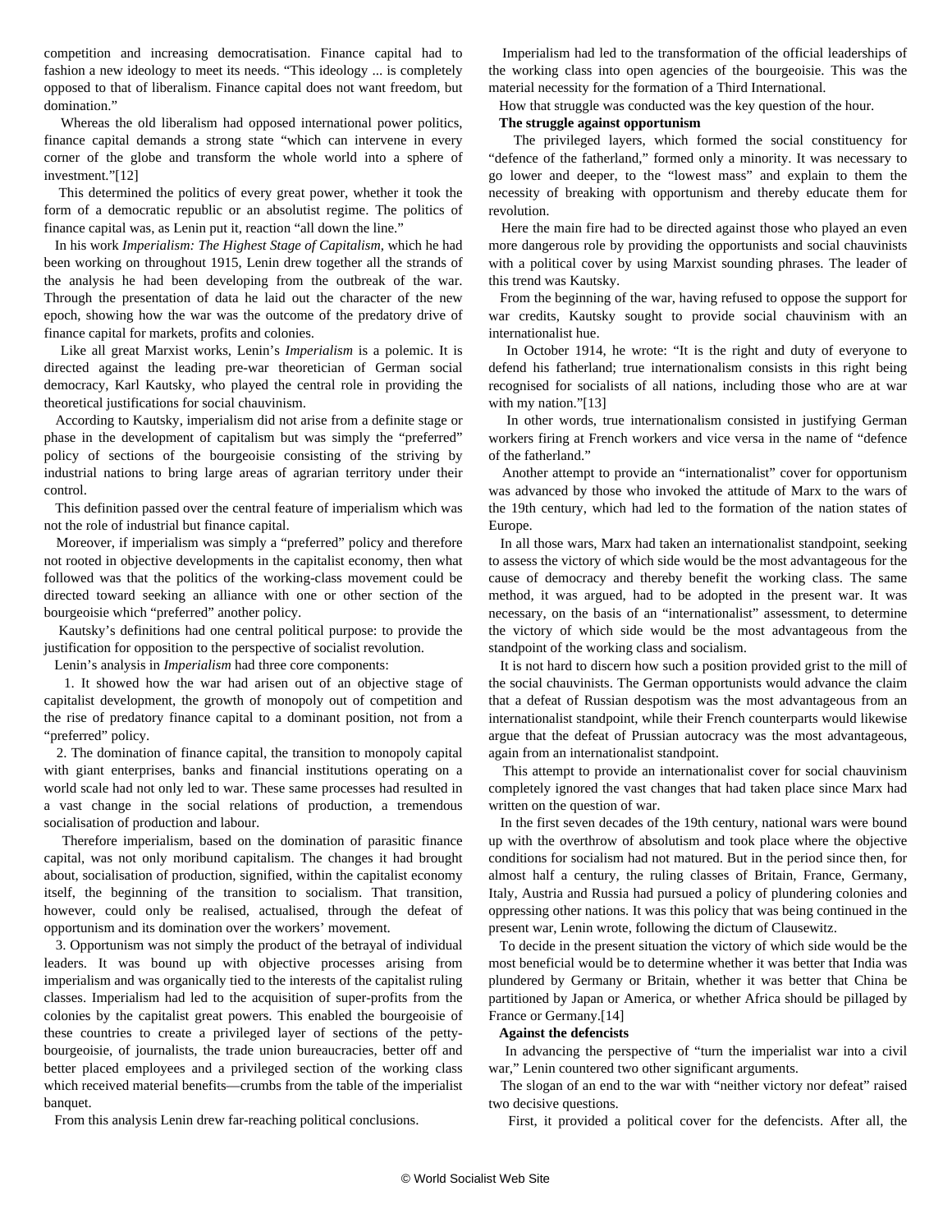competition and increasing democratisation. Finance capital had to fashion a new ideology to meet its needs. “This ideology ... is completely opposed to that of liberalism. Finance capital does not want freedom, but domination.”

Whereas the old liberalism had opposed international power politics, finance capital demands a strong state “which can intervene in every corner of the globe and transform the whole world into a sphere of investment.”[12]

This determined the politics of every great power, whether it took the form of a democratic republic or an absolutist regime. The politics of finance capital was, as Lenin put it, reaction “all down the line.”

In his work *Imperialism: The Highest Stage of Capitalism*, which he had been working on throughout 1915, Lenin drew together all the strands of the analysis he had been developing from the outbreak of the war. Through the presentation of data he laid out the character of the new epoch, showing how the war was the outcome of the predatory drive of finance capital for markets, profits and colonies.

Like all great Marxist works, Lenin’s *Imperialism* is a polemic. It is directed against the leading pre-war theoretician of German social democracy, Karl Kautsky, who played the central role in providing the theoretical justifications for social chauvinism.

According to Kautsky, imperialism did not arise from a definite stage or phase in the development of capitalism but was simply the “preferred” policy of sections of the bourgeoisie consisting of the striving by industrial nations to bring large areas of agrarian territory under their control.

This definition passed over the central feature of imperialism which was not the role of industrial but finance capital.

Moreover, if imperialism was simply a “preferred” policy and therefore not rooted in objective developments in the capitalist economy, then what followed was that the politics of the working-class movement could be directed toward seeking an alliance with one or other section of the bourgeoisie which “preferred” another policy.

Kautsky’s definitions had one central political purpose: to provide the justification for opposition to the perspective of socialist revolution.

Lenin’s analysis in *Imperialism* had three core components:

1. It showed how the war had arisen out of an objective stage of capitalist development, the growth of monopoly out of competition and the rise of predatory finance capital to a dominant position, not from a “preferred” policy.

2. The domination of finance capital, the transition to monopoly capital with giant enterprises, banks and financial institutions operating on a world scale had not only led to war. These same processes had resulted in a vast change in the social relations of production, a tremendous socialisation of production and labour.

Therefore imperialism, based on the domination of parasitic finance capital, was not only moribund capitalism. The changes it had brought about, socialisation of production, signified, within the capitalist economy itself, the beginning of the transition to socialism. That transition, however, could only be realised, actualised, through the defeat of opportunism and its domination over the workers’ movement.

3. Opportunism was not simply the product of the betrayal of individual leaders. It was bound up with objective processes arising from imperialism and was organically tied to the interests of the capitalist ruling classes. Imperialism had led to the acquisition of super-profits from the colonies by the capitalist great powers. This enabled the bourgeoisie of these countries to create a privileged layer of sections of the petty-bourgeoisie, of journalists, the trade union bureaucracies, better off and better placed employees and a privileged section of the working class which received material benefits—crumbs from the table of the imperialist banquet.

From this analysis Lenin drew far-reaching political conclusions.

Imperialism had led to the transformation of the official leaderships of the working class into open agencies of the bourgeoisie. This was the material necessity for the formation of a Third International.

How that struggle was conducted was the key question of the hour.

**The struggle against opportunism**

The privileged layers, which formed the social constituency for “defence of the fatherland,” formed only a minority. It was necessary to go lower and deeper, to the “lowest mass” and explain to them the necessity of breaking with opportunism and thereby educate them for revolution.

Here the main fire had to be directed against those who played an even more dangerous role by providing the opportunists and social chauvinists with a political cover by using Marxist sounding phrases. The leader of this trend was Kautsky.

From the beginning of the war, having refused to oppose the support for war credits, Kautsky sought to provide social chauvinism with an internationalist hue.

In October 1914, he wrote: “It is the right and duty of everyone to defend his fatherland; true internationalism consists in this right being recognised for socialists of all nations, including those who are at war with my nation.”[13]

In other words, true internationalism consisted in justifying German workers firing at French workers and vice versa in the name of “defence of the fatherland.”

Another attempt to provide an “internationalist” cover for opportunism was advanced by those who invoked the attitude of Marx to the wars of the 19th century, which had led to the formation of the nation states of Europe.

In all those wars, Marx had taken an internationalist standpoint, seeking to assess the victory of which side would be the most advantageous for the cause of democracy and thereby benefit the working class. The same method, it was argued, had to be adopted in the present war. It was necessary, on the basis of an “internationalist” assessment, to determine the victory of which side would be the most advantageous from the standpoint of the working class and socialism.

It is not hard to discern how such a position provided grist to the mill of the social chauvinists. The German opportunists would advance the claim that a defeat of Russian despotism was the most advantageous from an internationalist standpoint, while their French counterparts would likewise argue that the defeat of Prussian autocracy was the most advantageous, again from an internationalist standpoint.

This attempt to provide an internationalist cover for social chauvinism completely ignored the vast changes that had taken place since Marx had written on the question of war.

In the first seven decades of the 19th century, national wars were bound up with the overthrow of absolutism and took place where the objective conditions for socialism had not matured. But in the period since then, for almost half a century, the ruling classes of Britain, France, Germany, Italy, Austria and Russia had pursued a policy of plundering colonies and oppressing other nations. It was this policy that was being continued in the present war, Lenin wrote, following the dictum of Clausewitz.

To decide in the present situation the victory of which side would be the most beneficial would be to determine whether it was better that India was plundered by Germany or Britain, whether it was better that China be partitioned by Japan or America, or whether Africa should be pillaged by France or Germany.[14]

**Against the defencists**

In advancing the perspective of “turn the imperialist war into a civil war,” Lenin countered two other significant arguments.

The slogan of an end to the war with “neither victory nor defeat” raised two decisive questions.

First, it provided a political cover for the defencists. After all, the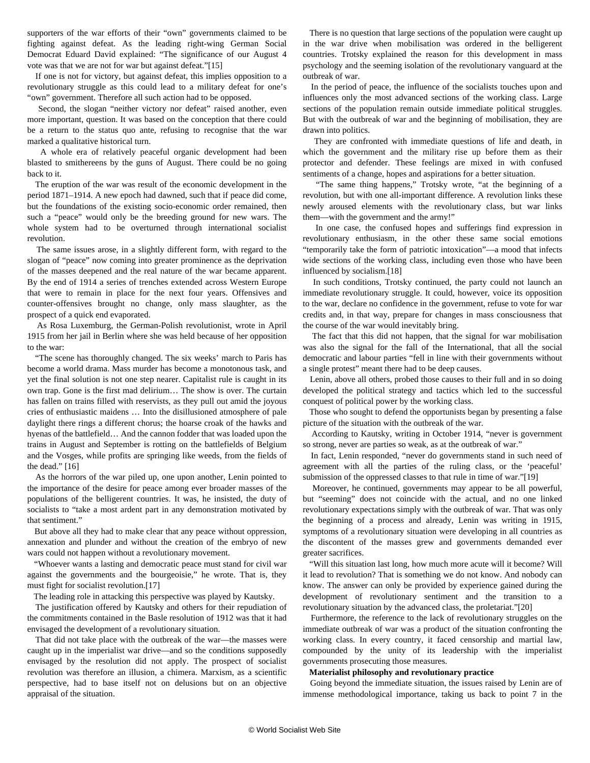supporters of the war efforts of their "own" governments claimed to be fighting against defeat. As the leading right-wing German Social Democrat Eduard David explained: "The significance of our August 4 vote was that we are not for war but against defeat."[15]

If one is not for victory, but against defeat, this implies opposition to a revolutionary struggle as this could lead to a military defeat for one's "own" government. Therefore all such action had to be opposed.

Second, the slogan "neither victory nor defeat" raised another, even more important, question. It was based on the conception that there could be a return to the status quo ante, refusing to recognise that the war marked a qualitative historical turn.

A whole era of relatively peaceful organic development had been blasted to smithereens by the guns of August. There could be no going back to it.

The eruption of the war was result of the economic development in the period 1871–1914. A new epoch had dawned, such that if peace did come, but the foundations of the existing socio-economic order remained, then such a "peace" would only be the breeding ground for new wars. The whole system had to be overturned through international socialist revolution.

The same issues arose, in a slightly different form, with regard to the slogan of "peace" now coming into greater prominence as the deprivation of the masses deepened and the real nature of the war became apparent. By the end of 1914 a series of trenches extended across Western Europe that were to remain in place for the next four years. Offensives and counter-offensives brought no change, only mass slaughter, as the prospect of a quick end evaporated.

As Rosa Luxemburg, the German-Polish revolutionist, wrote in April 1915 from her jail in Berlin where she was held because of her opposition to the war:

"The scene has thoroughly changed. The six weeks' march to Paris has become a world drama. Mass murder has become a monotonous task, and yet the final solution is not one step nearer. Capitalist rule is caught in its own trap. Gone is the first mad delirium… The show is over. The curtain has fallen on trains filled with reservists, as they pull out amid the joyous cries of enthusiastic maidens … Into the disillusioned atmosphere of pale daylight there rings a different chorus; the hoarse croak of the hawks and hyenas of the battlefield… And the cannon fodder that was loaded upon the trains in August and September is rotting on the battlefields of Belgium and the Vosges, while profits are springing like weeds, from the fields of the dead." [16]

As the horrors of the war piled up, one upon another, Lenin pointed to the importance of the desire for peace among ever broader masses of the populations of the belligerent countries. It was, he insisted, the duty of socialists to "take a most ardent part in any demonstration motivated by that sentiment."

But above all they had to make clear that any peace without oppression, annexation and plunder and without the creation of the embryo of new wars could not happen without a revolutionary movement.

"Whoever wants a lasting and democratic peace must stand for civil war against the governments and the bourgeoisie," he wrote. That is, they must fight for socialist revolution.[17]

The leading role in attacking this perspective was played by Kautsky.

The justification offered by Kautsky and others for their repudiation of the commitments contained in the Basle resolution of 1912 was that it had envisaged the development of a revolutionary situation.

That did not take place with the outbreak of the war—the masses were caught up in the imperialist war drive—and so the conditions supposedly envisaged by the resolution did not apply. The prospect of socialist revolution was therefore an illusion, a chimera. Marxism, as a scientific perspective, had to base itself not on delusions but on an objective appraisal of the situation.

There is no question that large sections of the population were caught up in the war drive when mobilisation was ordered in the belligerent countries. Trotsky explained the reason for this development in mass psychology and the seeming isolation of the revolutionary vanguard at the outbreak of war.

In the period of peace, the influence of the socialists touches upon and influences only the most advanced sections of the working class. Large sections of the population remain outside immediate political struggles. But with the outbreak of war and the beginning of mobilisation, they are drawn into politics.

They are confronted with immediate questions of life and death, in which the government and the military rise up before them as their protector and defender. These feelings are mixed in with confused sentiments of a change, hopes and aspirations for a better situation.

"The same thing happens," Trotsky wrote, "at the beginning of a revolution, but with one all-important difference. A revolution links these newly aroused elements with the revolutionary class, but war links them—with the government and the army!"

In one case, the confused hopes and sufferings find expression in revolutionary enthusiasm, in the other these same social emotions "temporarily take the form of patriotic intoxication"—a mood that infects wide sections of the working class, including even those who have been influenced by socialism.[18]

In such conditions, Trotsky continued, the party could not launch an immediate revolutionary struggle. It could, however, voice its opposition to the war, declare no confidence in the government, refuse to vote for war credits and, in that way, prepare for changes in mass consciousness that the course of the war would inevitably bring.

The fact that this did not happen, that the signal for war mobilisation was also the signal for the fall of the International, that all the social democratic and labour parties "fell in line with their governments without a single protest" meant there had to be deep causes.

Lenin, above all others, probed those causes to their full and in so doing developed the political strategy and tactics which led to the successful conquest of political power by the working class.

Those who sought to defend the opportunists began by presenting a false picture of the situation with the outbreak of the war.

According to Kautsky, writing in October 1914, "never is government so strong, never are parties so weak, as at the outbreak of war."

In fact, Lenin responded, "never do governments stand in such need of agreement with all the parties of the ruling class, or the 'peaceful' submission of the oppressed classes to that rule in time of war."[19]

Moreover, he continued, governments may appear to be all powerful, but "seeming" does not coincide with the actual, and no one linked revolutionary expectations simply with the outbreak of war. That was only the beginning of a process and already, Lenin was writing in 1915, symptoms of a revolutionary situation were developing in all countries as the discontent of the masses grew and governments demanded ever greater sacrifices.

"Will this situation last long, how much more acute will it become? Will it lead to revolution? That is something we do not know. And nobody can know. The answer can only be provided by experience gained during the development of revolutionary sentiment and the transition to a revolutionary situation by the advanced class, the proletariat."[20]

Furthermore, the reference to the lack of revolutionary struggles on the immediate outbreak of war was a product of the situation confronting the working class. In every country, it faced censorship and martial law, compounded by the unity of its leadership with the imperialist governments prosecuting those measures.

**Materialist philosophy and revolutionary practice**

Going beyond the immediate situation, the issues raised by Lenin are of immense methodological importance, taking us back to point 7 in the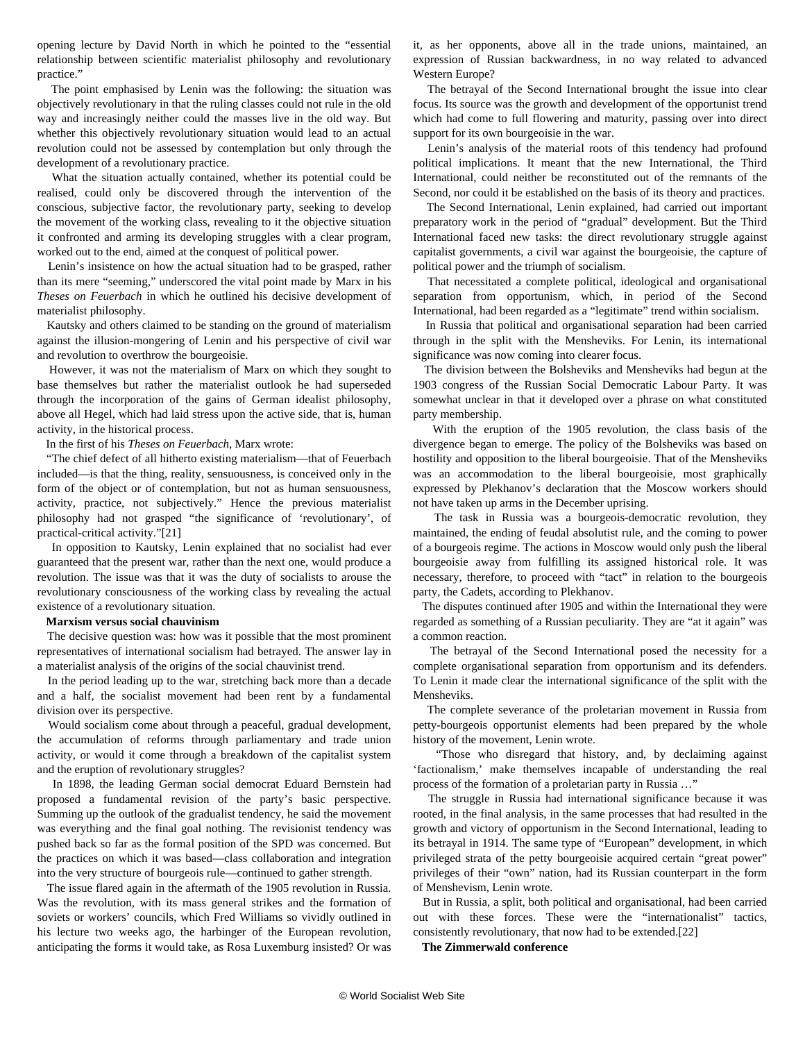opening lecture by David North in which he pointed to the "essential relationship between scientific materialist philosophy and revolutionary practice."

The point emphasised by Lenin was the following: the situation was objectively revolutionary in that the ruling classes could not rule in the old way and increasingly neither could the masses live in the old way. But whether this objectively revolutionary situation would lead to an actual revolution could not be assessed by contemplation but only through the development of a revolutionary practice.

What the situation actually contained, whether its potential could be realised, could only be discovered through the intervention of the conscious, subjective factor, the revolutionary party, seeking to develop the movement of the working class, revealing to it the objective situation it confronted and arming its developing struggles with a clear program, worked out to the end, aimed at the conquest of political power.

Lenin's insistence on how the actual situation had to be grasped, rather than its mere "seeming," underscored the vital point made by Marx in his *Theses on Feuerbach* in which he outlined his decisive development of materialist philosophy.

Kautsky and others claimed to be standing on the ground of materialism against the illusion-mongering of Lenin and his perspective of civil war and revolution to overthrow the bourgeoisie.

However, it was not the materialism of Marx on which they sought to base themselves but rather the materialist outlook he had superseded through the incorporation of the gains of German idealist philosophy, above all Hegel, which had laid stress upon the active side, that is, human activity, in the historical process.

In the first of his *Theses on Feuerbach*, Marx wrote:

"The chief defect of all hitherto existing materialism—that of Feuerbach included—is that the thing, reality, sensuousness, is conceived only in the form of the object or of contemplation, but not as human sensuousness, activity, practice, not subjectively." Hence the previous materialist philosophy had not grasped "the significance of 'revolutionary', of practical-critical activity."[21]

In opposition to Kautsky, Lenin explained that no socialist had ever guaranteed that the present war, rather than the next one, would produce a revolution. The issue was that it was the duty of socialists to arouse the revolutionary consciousness of the working class by revealing the actual existence of a revolutionary situation.

**Marxism versus social chauvinism**

The decisive question was: how was it possible that the most prominent representatives of international socialism had betrayed. The answer lay in a materialist analysis of the origins of the social chauvinist trend.

In the period leading up to the war, stretching back more than a decade and a half, the socialist movement had been rent by a fundamental division over its perspective.

Would socialism come about through a peaceful, gradual development, the accumulation of reforms through parliamentary and trade union activity, or would it come through a breakdown of the capitalist system and the eruption of revolutionary struggles?

In 1898, the leading German social democrat Eduard Bernstein had proposed a fundamental revision of the party's basic perspective. Summing up the outlook of the gradualist tendency, he said the movement was everything and the final goal nothing. The revisionist tendency was pushed back so far as the formal position of the SPD was concerned. But the practices on which it was based—class collaboration and integration into the very structure of bourgeois rule—continued to gather strength.

The issue flared again in the aftermath of the 1905 revolution in Russia. Was the revolution, with its mass general strikes and the formation of soviets or workers' councils, which Fred Williams so vividly outlined in his lecture two weeks ago, the harbinger of the European revolution, anticipating the forms it would take, as Rosa Luxemburg insisted? Or was it, as her opponents, above all in the trade unions, maintained, an expression of Russian backwardness, in no way related to advanced Western Europe?

The betrayal of the Second International brought the issue into clear focus. Its source was the growth and development of the opportunist trend which had come to full flowering and maturity, passing over into direct support for its own bourgeoisie in the war.

Lenin's analysis of the material roots of this tendency had profound political implications. It meant that the new International, the Third International, could neither be reconstituted out of the remnants of the Second, nor could it be established on the basis of its theory and practices.

The Second International, Lenin explained, had carried out important preparatory work in the period of "gradual" development. But the Third International faced new tasks: the direct revolutionary struggle against capitalist governments, a civil war against the bourgeoisie, the capture of political power and the triumph of socialism.

That necessitated a complete political, ideological and organisational separation from opportunism, which, in period of the Second International, had been regarded as a "legitimate" trend within socialism.

In Russia that political and organisational separation had been carried through in the split with the Mensheviks. For Lenin, its international significance was now coming into clearer focus.

The division between the Bolsheviks and Mensheviks had begun at the 1903 congress of the Russian Social Democratic Labour Party. It was somewhat unclear in that it developed over a phrase on what constituted party membership.

With the eruption of the 1905 revolution, the class basis of the divergence began to emerge. The policy of the Bolsheviks was based on hostility and opposition to the liberal bourgeoisie. That of the Mensheviks was an accommodation to the liberal bourgeoisie, most graphically expressed by Plekhanov's declaration that the Moscow workers should not have taken up arms in the December uprising.

The task in Russia was a bourgeois-democratic revolution, they maintained, the ending of feudal absolutist rule, and the coming to power of a bourgeois regime. The actions in Moscow would only push the liberal bourgeoisie away from fulfilling its assigned historical role. It was necessary, therefore, to proceed with "tact" in relation to the bourgeois party, the Cadets, according to Plekhanov.

The disputes continued after 1905 and within the International they were regarded as something of a Russian peculiarity. They are "at it again" was a common reaction.

The betrayal of the Second International posed the necessity for a complete organisational separation from opportunism and its defenders. To Lenin it made clear the international significance of the split with the Mensheviks.

The complete severance of the proletarian movement in Russia from petty-bourgeois opportunist elements had been prepared by the whole history of the movement, Lenin wrote.

"Those who disregard that history, and, by declaiming against 'factionalism,' make themselves incapable of understanding the real process of the formation of a proletarian party in Russia …"

The struggle in Russia had international significance because it was rooted, in the final analysis, in the same processes that had resulted in the growth and victory of opportunism in the Second International, leading to its betrayal in 1914. The same type of "European" development, in which privileged strata of the petty bourgeoisie acquired certain "great power" privileges of their "own" nation, had its Russian counterpart in the form of Menshevism, Lenin wrote.

But in Russia, a split, both political and organisational, had been carried out with these forces. These were the "internationalist" tactics, consistently revolutionary, that now had to be extended.[22]

**The Zimmerwald conference**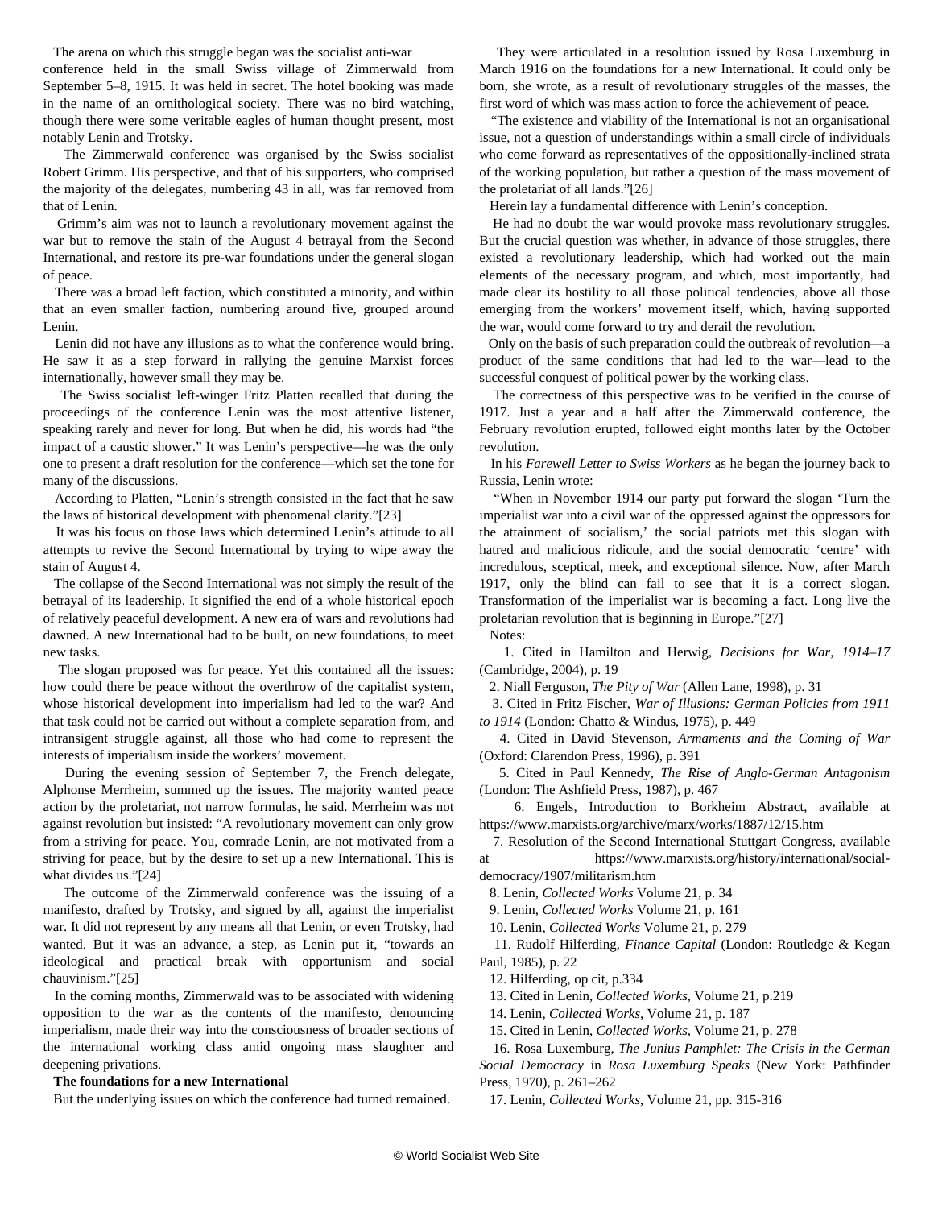The arena on which this struggle began was the socialist anti-war conference held in the small Swiss village of Zimmerwald from September 5–8, 1915. It was held in secret. The hotel booking was made in the name of an ornithological society. There was no bird watching, though there were some veritable eagles of human thought present, most notably Lenin and Trotsky.

The Zimmerwald conference was organised by the Swiss socialist Robert Grimm. His perspective, and that of his supporters, who comprised the majority of the delegates, numbering 43 in all, was far removed from that of Lenin.

Grimm's aim was not to launch a revolutionary movement against the war but to remove the stain of the August 4 betrayal from the Second International, and restore its pre-war foundations under the general slogan of peace.

There was a broad left faction, which constituted a minority, and within that an even smaller faction, numbering around five, grouped around Lenin.

Lenin did not have any illusions as to what the conference would bring. He saw it as a step forward in rallying the genuine Marxist forces internationally, however small they may be.

The Swiss socialist left-winger Fritz Platten recalled that during the proceedings of the conference Lenin was the most attentive listener, speaking rarely and never for long. But when he did, his words had "the impact of a caustic shower." It was Lenin's perspective—he was the only one to present a draft resolution for the conference—which set the tone for many of the discussions.

According to Platten, "Lenin's strength consisted in the fact that he saw the laws of historical development with phenomenal clarity."[23]

It was his focus on those laws which determined Lenin's attitude to all attempts to revive the Second International by trying to wipe away the stain of August 4.

The collapse of the Second International was not simply the result of the betrayal of its leadership. It signified the end of a whole historical epoch of relatively peaceful development. A new era of wars and revolutions had dawned. A new International had to be built, on new foundations, to meet new tasks.

The slogan proposed was for peace. Yet this contained all the issues: how could there be peace without the overthrow of the capitalist system, whose historical development into imperialism had led to the war? And that task could not be carried out without a complete separation from, and intransigent struggle against, all those who had come to represent the interests of imperialism inside the workers' movement.

During the evening session of September 7, the French delegate, Alphonse Merrheim, summed up the issues. The majority wanted peace action by the proletariat, not narrow formulas, he said. Merrheim was not against revolution but insisted: "A revolutionary movement can only grow from a striving for peace. You, comrade Lenin, are not motivated from a striving for peace, but by the desire to set up a new International. This is what divides us."[24]

The outcome of the Zimmerwald conference was the issuing of a manifesto, drafted by Trotsky, and signed by all, against the imperialist war. It did not represent by any means all that Lenin, or even Trotsky, had wanted. But it was an advance, a step, as Lenin put it, "towards an ideological and practical break with opportunism and social chauvinism."[25]

In the coming months, Zimmerwald was to be associated with widening opposition to the war as the contents of the manifesto, denouncing imperialism, made their way into the consciousness of broader sections of the international working class amid ongoing mass slaughter and deepening privations.

**The foundations for a new International**

But the underlying issues on which the conference had turned remained.

They were articulated in a resolution issued by Rosa Luxemburg in March 1916 on the foundations for a new International. It could only be born, she wrote, as a result of revolutionary struggles of the masses, the first word of which was mass action to force the achievement of peace.

"The existence and viability of the International is not an organisational issue, not a question of understandings within a small circle of individuals who come forward as representatives of the oppositionally-inclined strata of the working population, but rather a question of the mass movement of the proletariat of all lands."[26]

Herein lay a fundamental difference with Lenin's conception.

He had no doubt the war would provoke mass revolutionary struggles. But the crucial question was whether, in advance of those struggles, there existed a revolutionary leadership, which had worked out the main elements of the necessary program, and which, most importantly, had made clear its hostility to all those political tendencies, above all those emerging from the workers' movement itself, which, having supported the war, would come forward to try and derail the revolution.

Only on the basis of such preparation could the outbreak of revolution—a product of the same conditions that had led to the war—lead to the successful conquest of political power by the working class.

The correctness of this perspective was to be verified in the course of 1917. Just a year and a half after the Zimmerwald conference, the February revolution erupted, followed eight months later by the October revolution.

In his *Farewell Letter to Swiss Workers* as he began the journey back to Russia, Lenin wrote:

"When in November 1914 our party put forward the slogan 'Turn the imperialist war into a civil war of the oppressed against the oppressors for the attainment of socialism,' the social patriots met this slogan with hatred and malicious ridicule, and the social democratic 'centre' with incredulous, sceptical, meek, and exceptional silence. Now, after March 1917, only the blind can fail to see that it is a correct slogan. Transformation of the imperialist war is becoming a fact. Long live the proletarian revolution that is beginning in Europe."[27]

Notes:

1. Cited in Hamilton and Herwig, *Decisions for War, 1914–17* (Cambridge, 2004), p. 19
2. Niall Ferguson, *The Pity of War* (Allen Lane, 1998), p. 31
3. Cited in Fritz Fischer, *War of Illusions: German Policies from 1911 to 1914* (London: Chatto & Windus, 1975), p. 449
4. Cited in David Stevenson, *Armaments and the Coming of War* (Oxford: Clarendon Press, 1996), p. 391
5. Cited in Paul Kennedy, *The Rise of Anglo-German Antagonism* (London: The Ashfield Press, 1987), p. 467
6. Engels, Introduction to Borkheim Abstract, available at https://www.marxists.org/archive/marx/works/1887/12/15.htm
7. Resolution of the Second International Stuttgart Congress, available at https://www.marxists.org/history/international/social-democracy/1907/militarism.htm
8. Lenin, *Collected Works* Volume 21, p. 34
9. Lenin, *Collected Works* Volume 21, p. 161
10. Lenin, *Collected Works* Volume 21, p. 279
11. Rudolf Hilferding, *Finance Capital* (London: Routledge & Kegan Paul, 1985), p. 22
12. Hilferding, op cit, p.334
13. Cited in Lenin, *Collected Works*, Volume 21, p.219
14. Lenin, *Collected Works*, Volume 21, p. 187
15. Cited in Lenin, *Collected Works*, Volume 21, p. 278
16. Rosa Luxemburg, *The Junius Pamphlet: The Crisis in the German Social Democracy* in *Rosa Luxemburg Speaks* (New York: Pathfinder Press, 1970), p. 261–262
17. Lenin, *Collected Works*, Volume 21, pp. 315-316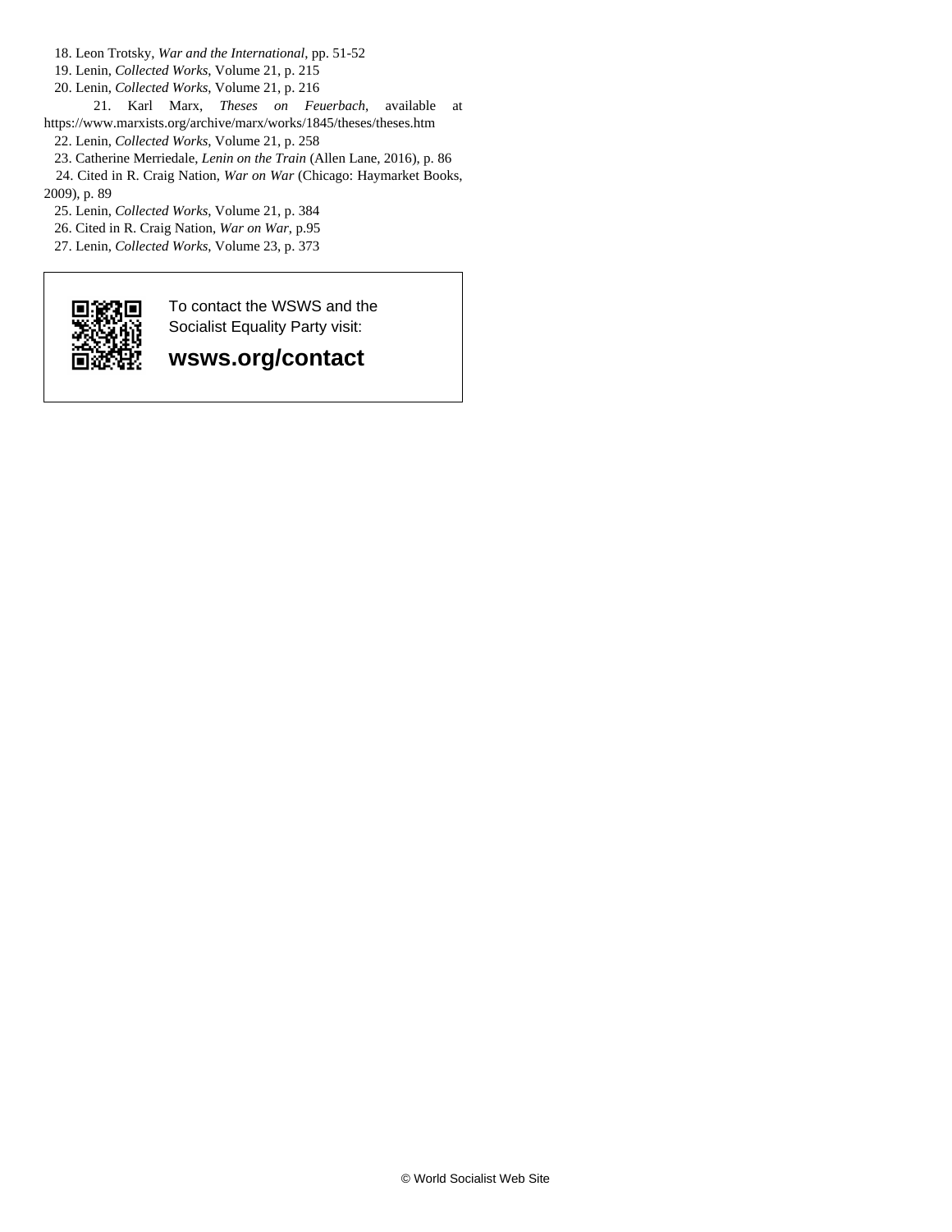18. Leon Trotsky, *War and the International*, pp. 51-52
19. Lenin, *Collected Works*, Volume 21, p. 215
20. Lenin, *Collected Works*, Volume 21, p. 216
21. Karl Marx, *Theses on Feuerbach*, available at https://www.marxists.org/archive/marx/works/1845/theses/theses.htm
22. Lenin, *Collected Works*, Volume 21, p. 258
23. Catherine Merriedale, *Lenin on the Train* (Allen Lane, 2016), p. 86
24. Cited in R. Craig Nation, *War on War* (Chicago: Haymarket Books, 2009), p. 89
25. Lenin, *Collected Works*, Volume 21, p. 384
26. Cited in R. Craig Nation, *War on War*, p.95
27. Lenin, *Collected Works*, Volume 23, p. 373

To contact the WSWS and the Socialist Equality Party visit:

**wsws.org/contact**